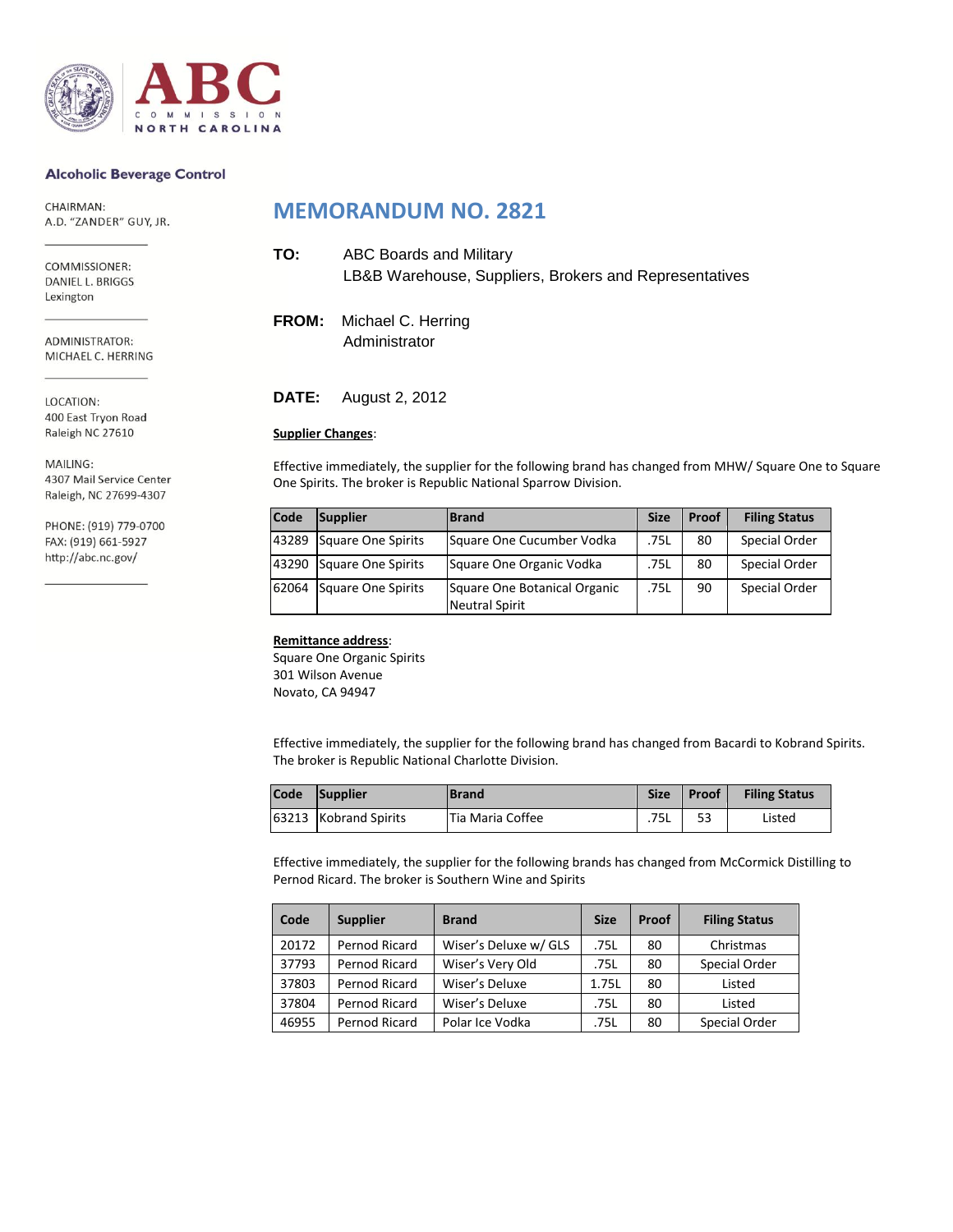ABC COMMISSION NORTH CAROLINA

**Alcoholic Beverage Control**

CHAIRMAN:
A.D. "ZANDER" GUY, JR.

COMMISSIONER:
DANIEL L. BRIGGS
Lexington

ADMINISTRATOR:
MICHAEL C. HERRING

LOCATION:
400 East Tryon Road
Raleigh NC 27610

MAILING:
4307 Mail Service Center
Raleigh, NC 27699-4307

PHONE: (919) 779-0700
FAX: (919) 661-5927
http://abc.nc.gov/

# MEMORANDUM NO. 2821

**TO:** ABC Boards and Military
LB&B Warehouse, Suppliers, Brokers and Representatives

**FROM:** Michael C. Herring
Administrator

**DATE:** August 2, 2012

**Supplier Changes**:

Effective immediately, the supplier for the following brand has changed from MHW/ Square One to Square One Spirits. The broker is Republic National Sparrow Division.

| Code | Supplier | Brand | Size | Proof | Filing Status |
|---|---|---|---|---|---|
| 43289 | Square One Spirits | Square One Cucumber Vodka | .75L | 80 | Special Order |
| 43290 | Square One Spirits | Square One Organic Vodka | .75L | 80 | Special Order |
| 62064 | Square One Spirits | Square One Botanical Organic Neutral Spirit | .75L | 90 | Special Order |

**Remittance address**:
Square One Organic Spirits
301 Wilson Avenue
Novato, CA 94947

Effective immediately, the supplier for the following brand has changed from Bacardi to Kobrand Spirits. The broker is Republic National Charlotte Division.

| Code | Supplier | Brand | Size | Proof | Filing Status |
|---|---|---|---|---|---|
| 63213 | Kobrand Spirits | Tia Maria Coffee | .75L | 53 | Listed |

Effective immediately, the supplier for the following brands has changed from McCormick Distilling to Pernod Ricard. The broker is Southern Wine and Spirits

| Code | Supplier | Brand | Size | Proof | Filing Status |
|---|---|---|---|---|---|
| 20172 | Pernod Ricard | Wiser's Deluxe w/ GLS | .75L | 80 | Christmas |
| 37793 | Pernod Ricard | Wiser's Very Old | .75L | 80 | Special Order |
| 37803 | Pernod Ricard | Wiser's Deluxe | 1.75L | 80 | Listed |
| 37804 | Pernod Ricard | Wiser's Deluxe | .75L | 80 | Listed |
| 46955 | Pernod Ricard | Polar Ice Vodka | .75L | 80 | Special Order |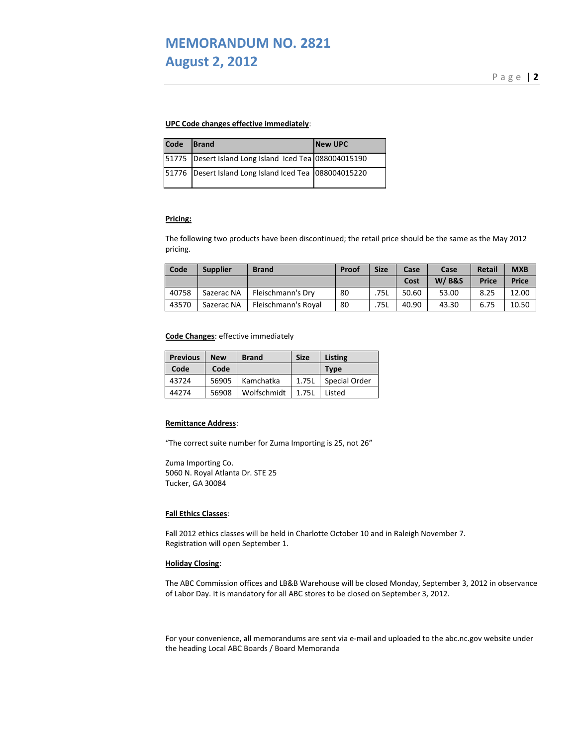# MEMORANDUM NO. 2821
# August 2, 2012

**UPC Code changes effective immediately**:

| Code | Brand | New UPC |
|---|---|---|
| 51775 | Desert Island Long Island Iced Tea | 088004015190 |
| 51776 | Desert Island Long Island Iced Tea | 088004015220 |

**Pricing:**

The following two products have been discontinued; the retail price should be the same as the May 2012 pricing.

| Code | Supplier | Brand | Proof | Size | Case | Case | Retail | MXB |
|---|---|---|---|---|---|---|---|---|
| | | | | | Cost | W/ B&S | Price | Price |
| 40758 | Sazerac NA | Fleischmann's Dry | 80 | .75L | 50.60 | 53.00 | 8.25 | 12.00 |
| 43570 | Sazerac NA | Fleischmann's Royal | 80 | .75L | 40.90 | 43.30 | 6.75 | 10.50 |

**Code Changes**: effective immediately

| Previous | New | Brand | Size | Listing |
|---|---|---|---|---|
| Code | Code | | | Type |
| 43724 | 56905 | Kamchatka | 1.75L | Special Order |
| 44274 | 56908 | Wolfschmidt | 1.75L | Listed |

**Remittance Address**:

"The correct suite number for Zuma Importing is 25, not 26"

Zuma Importing Co.
5060 N. Royal Atlanta Dr. STE 25
Tucker, GA 30084

**Fall Ethics Classes**:

Fall 2012 ethics classes will be held in Charlotte October 10 and in Raleigh November 7.
Registration will open September 1.

**Holiday Closing**:

The ABC Commission offices and LB&B Warehouse will be closed Monday, September 3, 2012 in observance of Labor Day. It is mandatory for all ABC stores to be closed on September 3, 2012.

For your convenience, all memorandums are sent via e-mail and uploaded to the abc.nc.gov website under the heading Local ABC Boards / Board Memoranda